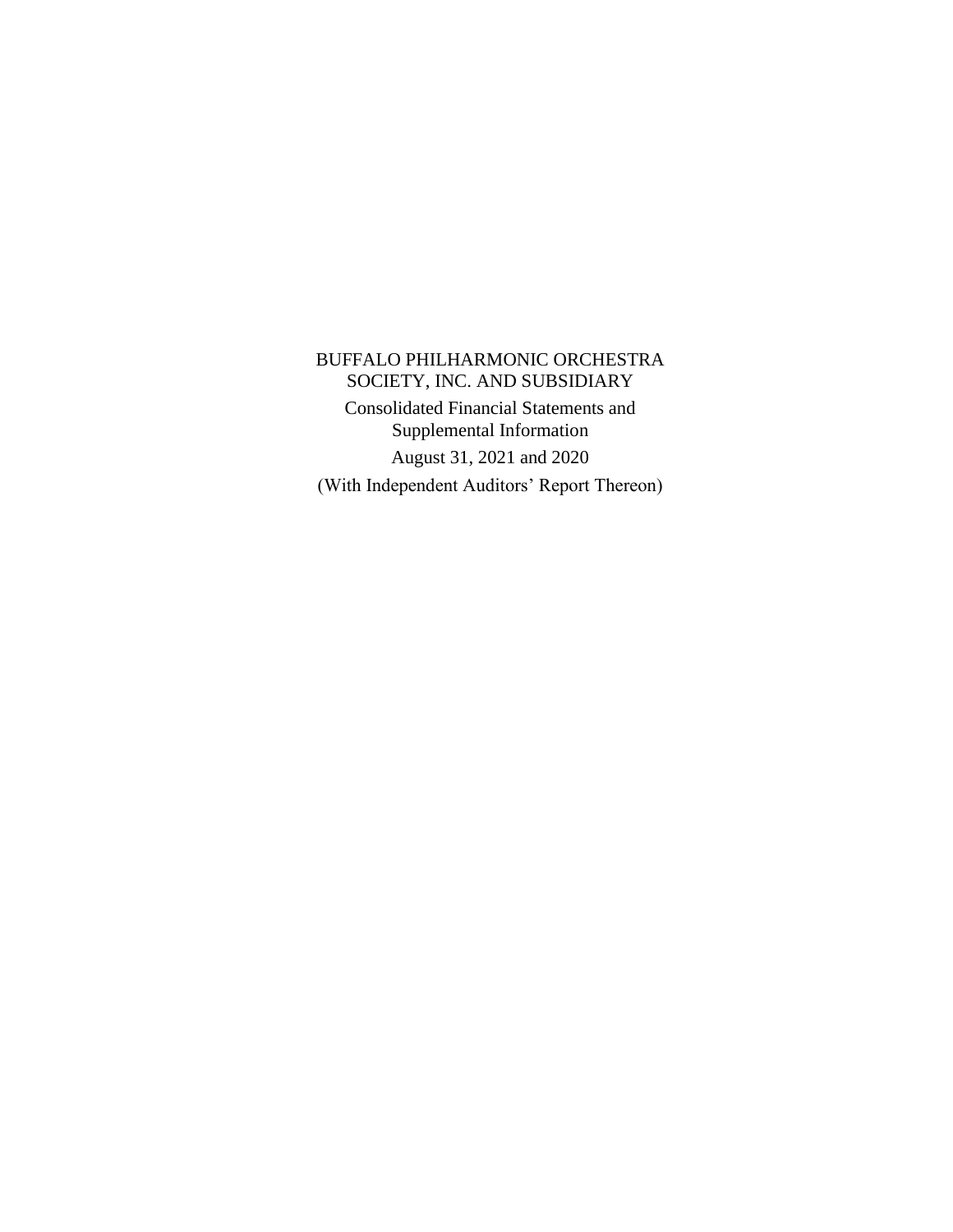# BUFFALO PHILHARMONIC ORCHESTRA SOCIETY, INC. AND SUBSIDIARY

Consolidated Financial Statements and Supplemental Information

August 31, 2021 and 2020

(With Independent Auditors' Report Thereon)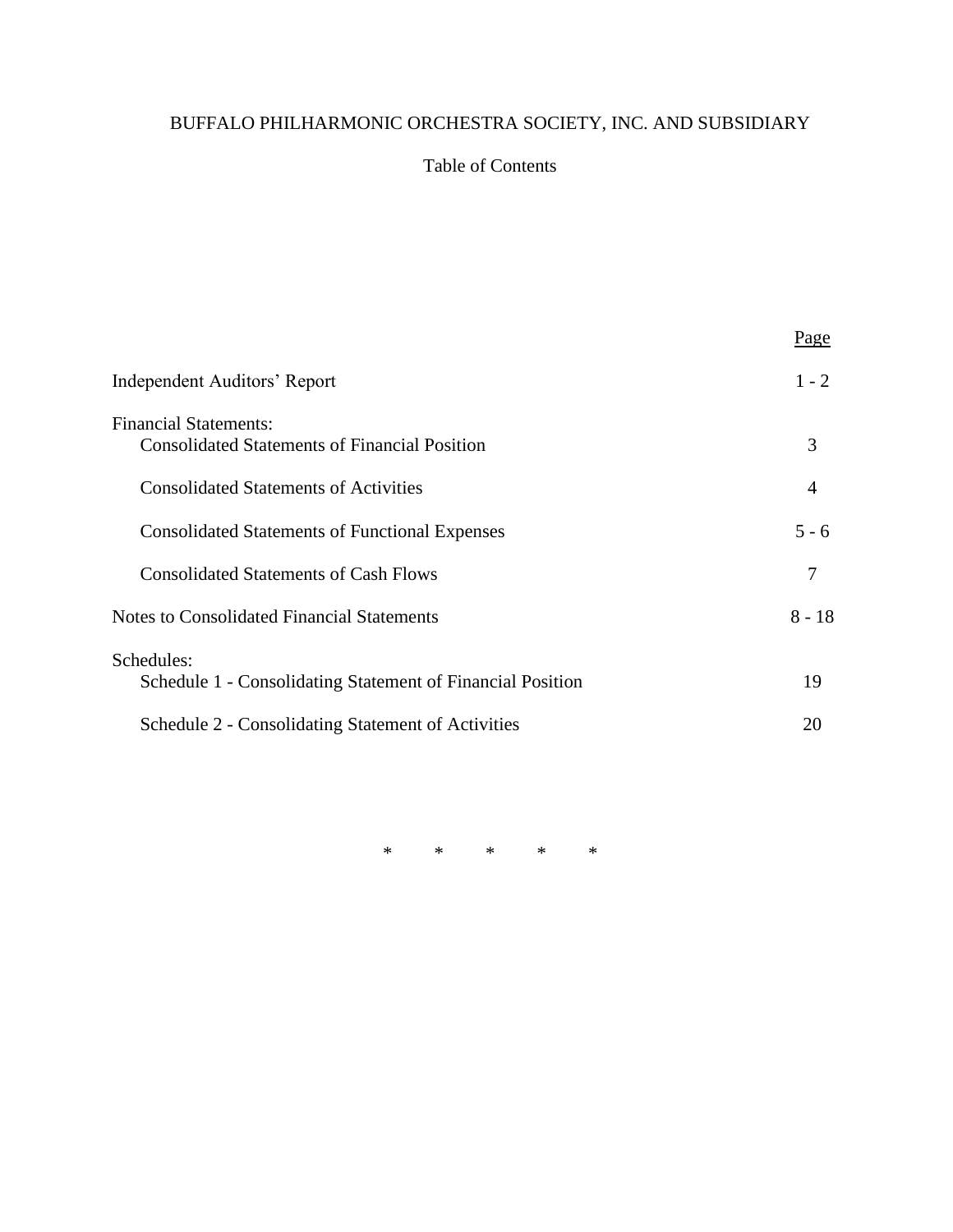BUFFALO PHILHARMONIC ORCHESTRA SOCIETY, INC. AND SUBSIDIARY

Table of Contents

| | Page |
|---|---|
| Independent Auditors' Report | 1 - 2 |
| Financial Statements: | |
| Consolidated Statements of Financial Position | 3 |
| Consolidated Statements of Activities | 4 |
| Consolidated Statements of Functional Expenses | 5 - 6 |
| Consolidated Statements of Cash Flows | 7 |
| Notes to Consolidated Financial Statements | 8 - 18 |
| Schedules: | |
| Schedule 1 - Consolidating Statement of Financial Position | 19 |
| Schedule 2 - Consolidating Statement of Activities | 20 |

\* \* \* \* \*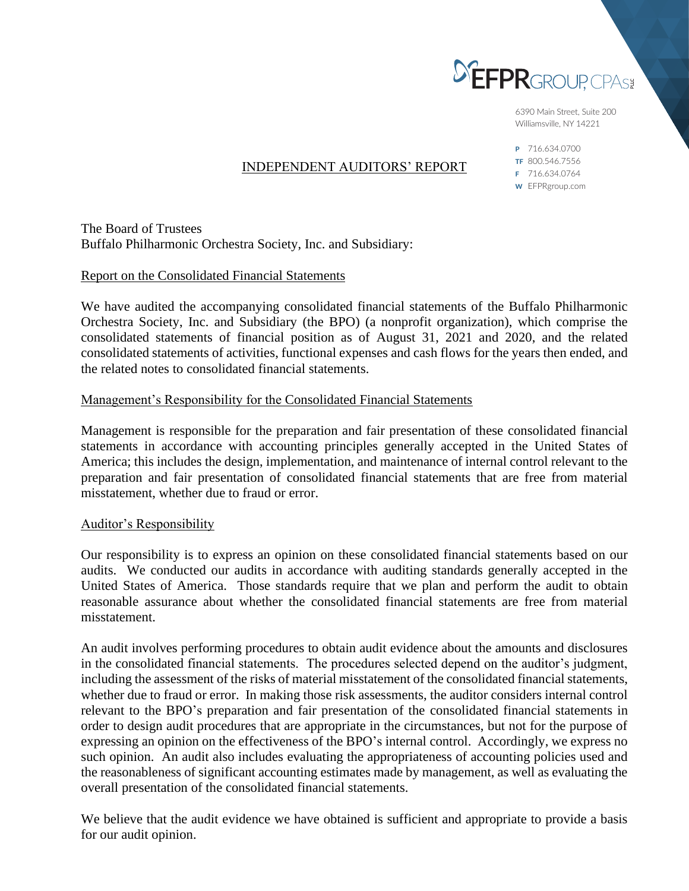EFPR GROUP, CPAs PLLC

6390 Main Street, Suite 200
Williamsville, NY 14221

P 716.634.0700
TF 800.546.7556
F 716.634.0764
W EFPRgroup.com

# INDEPENDENT AUDITORS' REPORT

The Board of Trustees
Buffalo Philharmonic Orchestra Society, Inc. and Subsidiary:

## Report on the Consolidated Financial Statements

We have audited the accompanying consolidated financial statements of the Buffalo Philharmonic Orchestra Society, Inc. and Subsidiary (the BPO) (a nonprofit organization), which comprise the consolidated statements of financial position as of August 31, 2021 and 2020, and the related consolidated statements of activities, functional expenses and cash flows for the years then ended, and the related notes to consolidated financial statements.

## Management's Responsibility for the Consolidated Financial Statements

Management is responsible for the preparation and fair presentation of these consolidated financial statements in accordance with accounting principles generally accepted in the United States of America; this includes the design, implementation, and maintenance of internal control relevant to the preparation and fair presentation of consolidated financial statements that are free from material misstatement, whether due to fraud or error.

## Auditor's Responsibility

Our responsibility is to express an opinion on these consolidated financial statements based on our audits. We conducted our audits in accordance with auditing standards generally accepted in the United States of America. Those standards require that we plan and perform the audit to obtain reasonable assurance about whether the consolidated financial statements are free from material misstatement.

An audit involves performing procedures to obtain audit evidence about the amounts and disclosures in the consolidated financial statements. The procedures selected depend on the auditor's judgment, including the assessment of the risks of material misstatement of the consolidated financial statements, whether due to fraud or error. In making those risk assessments, the auditor considers internal control relevant to the BPO's preparation and fair presentation of the consolidated financial statements in order to design audit procedures that are appropriate in the circumstances, but not for the purpose of expressing an opinion on the effectiveness of the BPO's internal control. Accordingly, we express no such opinion. An audit also includes evaluating the appropriateness of accounting policies used and the reasonableness of significant accounting estimates made by management, as well as evaluating the overall presentation of the consolidated financial statements.

We believe that the audit evidence we have obtained is sufficient and appropriate to provide a basis for our audit opinion.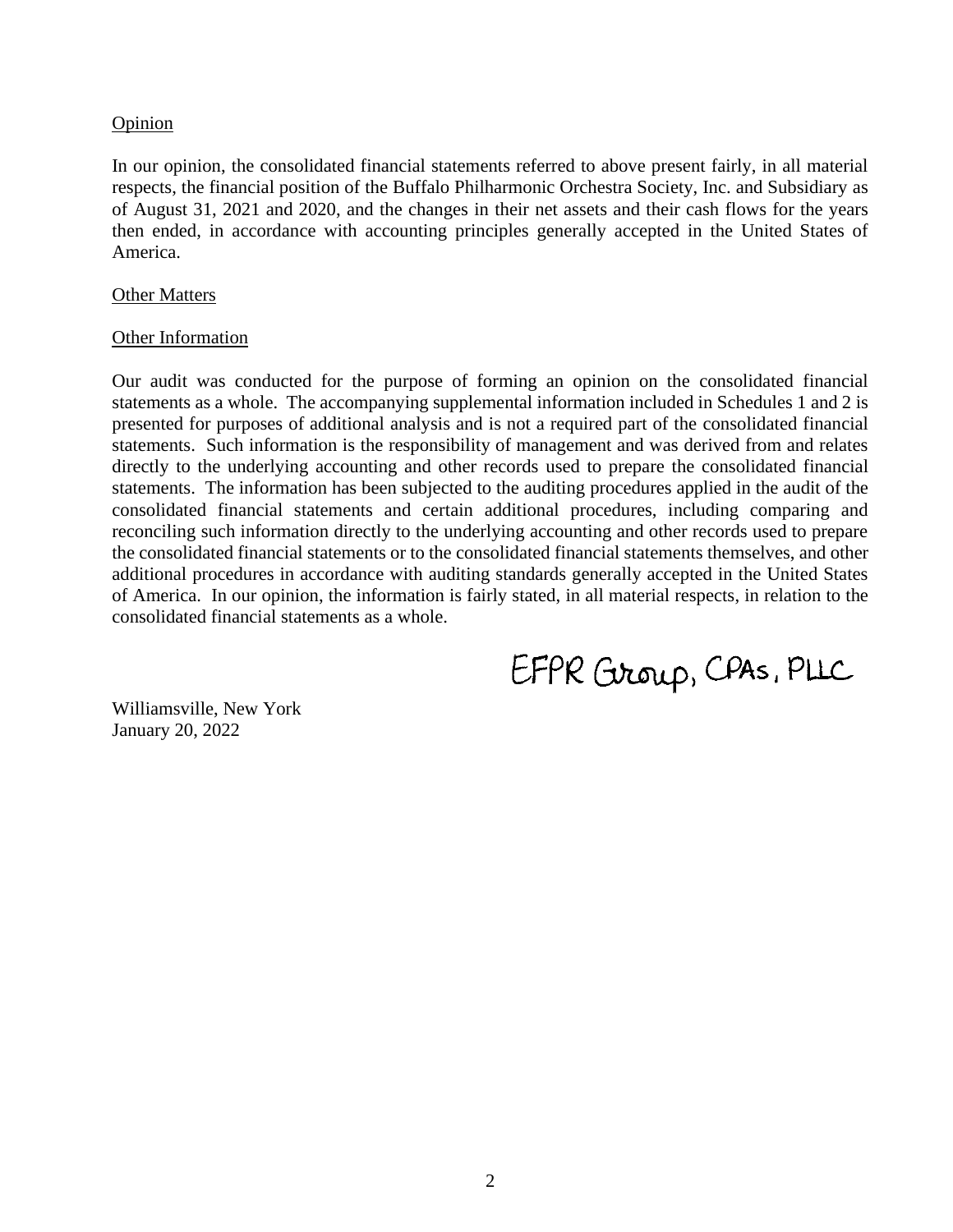Opinion

In our opinion, the consolidated financial statements referred to above present fairly, in all material respects, the financial position of the Buffalo Philharmonic Orchestra Society, Inc. and Subsidiary as of August 31, 2021 and 2020, and the changes in their net assets and their cash flows for the years then ended, in accordance with accounting principles generally accepted in the United States of America.

Other Matters

Other Information

Our audit was conducted for the purpose of forming an opinion on the consolidated financial statements as a whole. The accompanying supplemental information included in Schedules 1 and 2 is presented for purposes of additional analysis and is not a required part of the consolidated financial statements. Such information is the responsibility of management and was derived from and relates directly to the underlying accounting and other records used to prepare the consolidated financial statements. The information has been subjected to the auditing procedures applied in the audit of the consolidated financial statements and certain additional procedures, including comparing and reconciling such information directly to the underlying accounting and other records used to prepare the consolidated financial statements or to the consolidated financial statements themselves, and other additional procedures in accordance with auditing standards generally accepted in the United States of America. In our opinion, the information is fairly stated, in all material respects, in relation to the consolidated financial statements as a whole.

EFPR Group, CPAs, PLLC

Williamsville, New York
January 20, 2022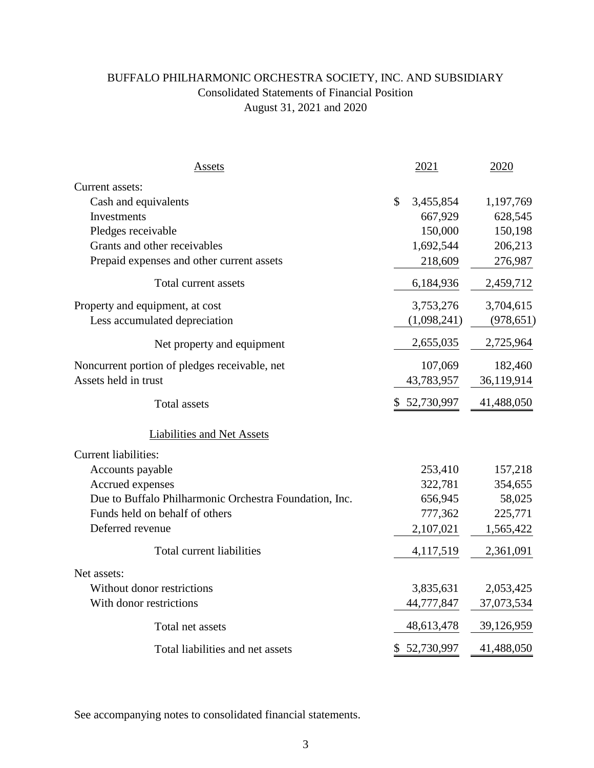# BUFFALO PHILHARMONIC ORCHESTRA SOCIETY, INC. AND SUBSIDIARY

## Consolidated Statements of Financial Position

### August 31, 2021 and 2020

| Assets | 2021 | 2020 |
|---|---|---|
| Current assets: | | |
| Cash and equivalents | $ 3,455,854 | 1,197,769 |
| Investments | 667,929 | 628,545 |
| Pledges receivable | 150,000 | 150,198 |
| Grants and other receivables | 1,692,544 | 206,213 |
| Prepaid expenses and other current assets | 218,609 | 276,987 |
| Total current assets | 6,184,936 | 2,459,712 |
| Property and equipment, at cost | 3,753,276 | 3,704,615 |
| Less accumulated depreciation | (1,098,241) | (978,651) |
| Net property and equipment | 2,655,035 | 2,725,964 |
| Noncurrent portion of pledges receivable, net | 107,069 | 182,460 |
| Assets held in trust | 43,783,957 | 36,119,914 |
| Total assets | $ 52,730,997 | 41,488,050 |
| **Liabilities and Net Assets** | | |
| Current liabilities: | | |
| Accounts payable | 253,410 | 157,218 |
| Accrued expenses | 322,781 | 354,655 |
| Due to Buffalo Philharmonic Orchestra Foundation, Inc. | 656,945 | 58,025 |
| Funds held on behalf of others | 777,362 | 225,771 |
| Deferred revenue | 2,107,021 | 1,565,422 |
| Total current liabilities | 4,117,519 | 2,361,091 |
| Net assets: | | |
| Without donor restrictions | 3,835,631 | 2,053,425 |
| With donor restrictions | 44,777,847 | 37,073,534 |
| Total net assets | 48,613,478 | 39,126,959 |
| Total liabilities and net assets | $ 52,730,997 | 41,488,050 |

See accompanying notes to consolidated financial statements.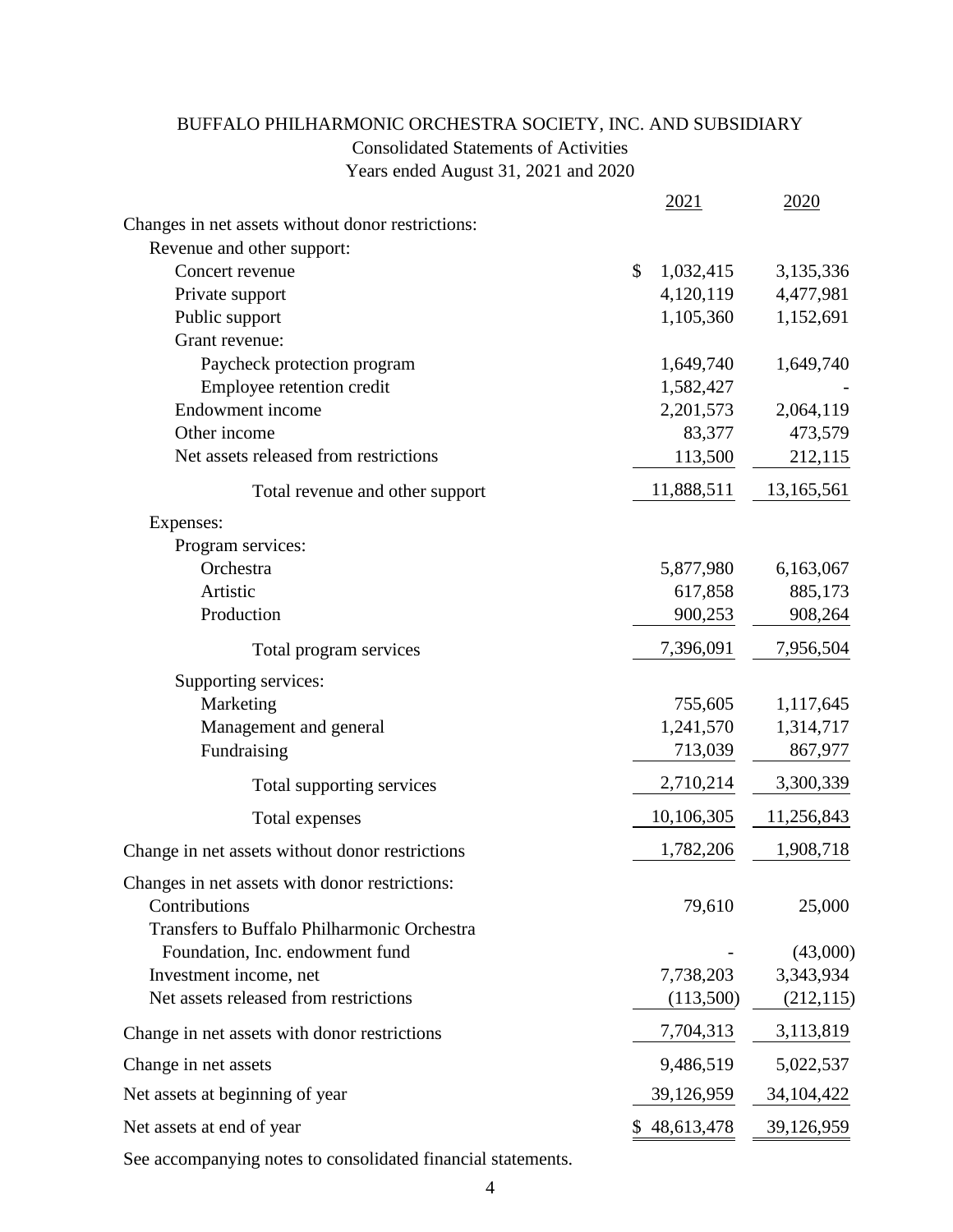# BUFFALO PHILHARMONIC ORCHESTRA SOCIETY, INC. AND SUBSIDIARY

Consolidated Statements of Activities

Years ended August 31, 2021 and 2020

| | 2021 | 2020 |
|---|---|---|
| Changes in net assets without donor restrictions: | | |
| Revenue and other support: | | |
| Concert revenue | $ 1,032,415 | 3,135,336 |
| Private support | 4,120,119 | 4,477,981 |
| Public support | 1,105,360 | 1,152,691 |
| Grant revenue: | | |
| Paycheck protection program | 1,649,740 | 1,649,740 |
| Employee retention credit | 1,582,427 | - |
| Endowment income | 2,201,573 | 2,064,119 |
| Other income | 83,377 | 473,579 |
| Net assets released from restrictions | 113,500 | 212,115 |
| Total revenue and other support | 11,888,511 | 13,165,561 |
| Expenses: | | |
| Program services: | | |
| Orchestra | 5,877,980 | 6,163,067 |
| Artistic | 617,858 | 885,173 |
| Production | 900,253 | 908,264 |
| Total program services | 7,396,091 | 7,956,504 |
| Supporting services: | | |
| Marketing | 755,605 | 1,117,645 |
| Management and general | 1,241,570 | 1,314,717 |
| Fundraising | 713,039 | 867,977 |
| Total supporting services | 2,710,214 | 3,300,339 |
| Total expenses | 10,106,305 | 11,256,843 |
| Change in net assets without donor restrictions | 1,782,206 | 1,908,718 |
| Changes in net assets with donor restrictions: | | |
| Contributions | 79,610 | 25,000 |
| Transfers to Buffalo Philharmonic Orchestra Foundation, Inc. endowment fund | - | (43,000) |
| Investment income, net | 7,738,203 | 3,343,934 |
| Net assets released from restrictions | (113,500) | (212,115) |
| Change in net assets with donor restrictions | 7,704,313 | 3,113,819 |
| Change in net assets | 9,486,519 | 5,022,537 |
| Net assets at beginning of year | 39,126,959 | 34,104,422 |
| Net assets at end of year | $ 48,613,478 | 39,126,959 |

See accompanying notes to consolidated financial statements.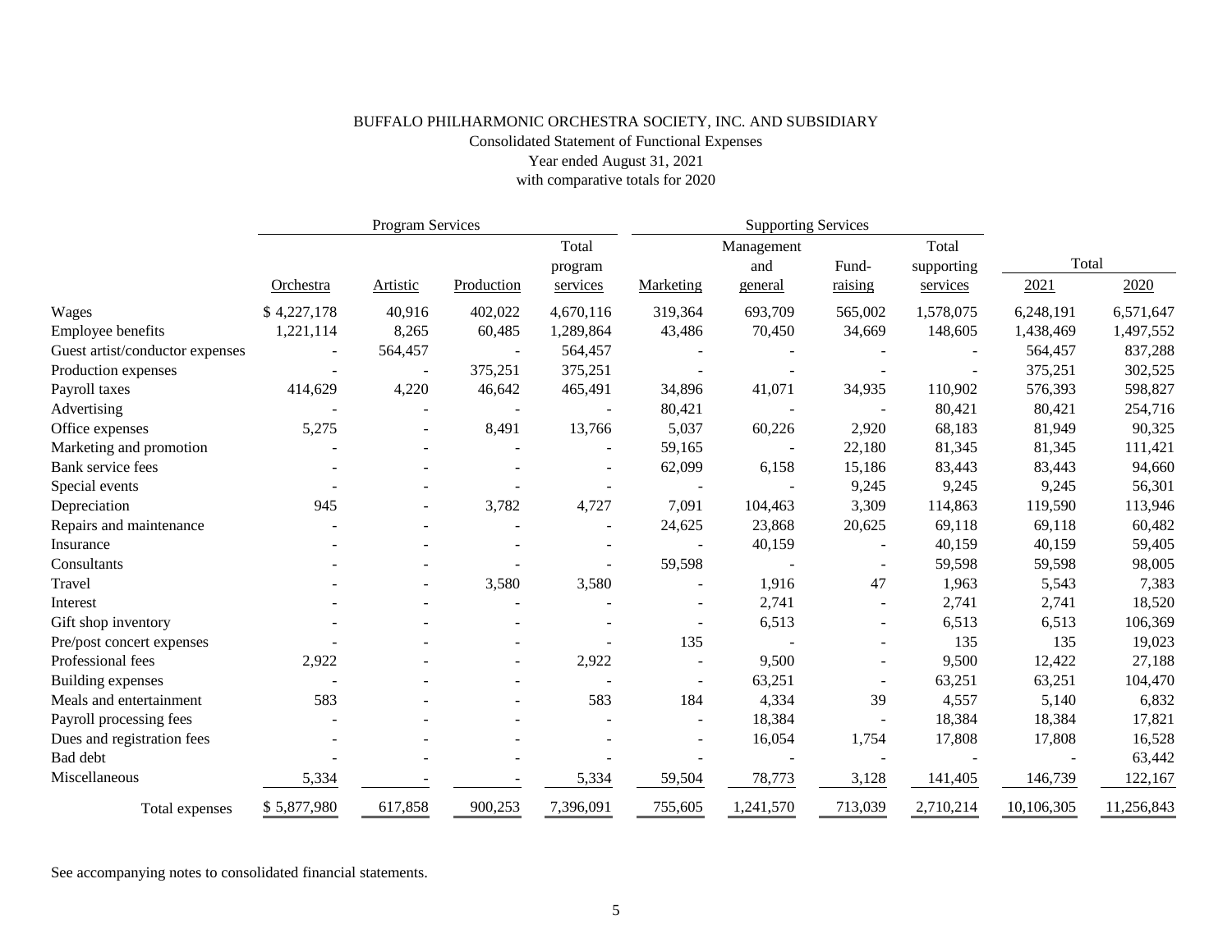BUFFALO PHILHARMONIC ORCHESTRA SOCIETY, INC. AND SUBSIDIARY

Consolidated Statement of Functional Expenses

Year ended August 31, 2021

with comparative totals for 2020

| | Program Services | | | | Supporting Services | | | | Total | |
|---|---|---|---|---|---|---|---|---|---|---|
| | Orchestra | Artistic | Production | Total program services | Marketing | Management and general | Fund-raising | Total supporting services | 2021 | 2020 |
| Wages | $ 4,227,178 | 40,916 | 402,022 | 4,670,116 | 319,364 | 693,709 | 565,002 | 1,578,075 | 6,248,191 | 6,571,647 |
| Employee benefits | 1,221,114 | 8,265 | 60,485 | 1,289,864 | 43,486 | 70,450 | 34,669 | 148,605 | 1,438,469 | 1,497,552 |
| Guest artist/conductor expenses | - | 564,457 | - | 564,457 | - | - | - | - | 564,457 | 837,288 |
| Production expenses | - | - | 375,251 | 375,251 | - | - | - | - | 375,251 | 302,525 |
| Payroll taxes | 414,629 | 4,220 | 46,642 | 465,491 | 34,896 | 41,071 | 34,935 | 110,902 | 576,393 | 598,827 |
| Advertising | - | - | - | - | 80,421 | - | - | 80,421 | 80,421 | 254,716 |
| Office expenses | 5,275 | - | 8,491 | 13,766 | 5,037 | 60,226 | 2,920 | 68,183 | 81,949 | 90,325 |
| Marketing and promotion | - | - | - | - | 59,165 | - | 22,180 | 81,345 | 81,345 | 111,421 |
| Bank service fees | - | - | - | - | 62,099 | 6,158 | 15,186 | 83,443 | 83,443 | 94,660 |
| Special events | - | - | - | - | - | - | 9,245 | 9,245 | 9,245 | 56,301 |
| Depreciation | 945 | - | 3,782 | 4,727 | 7,091 | 104,463 | 3,309 | 114,863 | 119,590 | 113,946 |
| Repairs and maintenance | - | - | - | - | 24,625 | 23,868 | 20,625 | 69,118 | 69,118 | 60,482 |
| Insurance | - | - | - | - | - | 40,159 | - | 40,159 | 40,159 | 59,405 |
| Consultants | - | - | - | - | 59,598 | - | - | 59,598 | 59,598 | 98,005 |
| Travel | - | - | 3,580 | 3,580 | - | 1,916 | 47 | 1,963 | 5,543 | 7,383 |
| Interest | - | - | - | - | - | 2,741 | - | 2,741 | 2,741 | 18,520 |
| Gift shop inventory | - | - | - | - | - | 6,513 | - | 6,513 | 6,513 | 106,369 |
| Pre/post concert expenses | - | - | - | - | 135 | - | - | 135 | 135 | 19,023 |
| Professional fees | 2,922 | - | - | 2,922 | - | 9,500 | - | 9,500 | 12,422 | 27,188 |
| Building expenses | - | - | - | - | - | 63,251 | - | 63,251 | 63,251 | 104,470 |
| Meals and entertainment | 583 | - | - | 583 | 184 | 4,334 | 39 | 4,557 | 5,140 | 6,832 |
| Payroll processing fees | - | - | - | - | - | 18,384 | - | 18,384 | 18,384 | 17,821 |
| Dues and registration fees | - | - | - | - | - | 16,054 | 1,754 | 17,808 | 17,808 | 16,528 |
| Bad debt | - | - | - | - | - | - | - | - | - | 63,442 |
| Miscellaneous | 5,334 | - | - | 5,334 | 59,504 | 78,773 | 3,128 | 141,405 | 146,739 | 122,167 |
| Total expenses | $ 5,877,980 | 617,858 | 900,253 | 7,396,091 | 755,605 | 1,241,570 | 713,039 | 2,710,214 | 10,106,305 | 11,256,843 |

See accompanying notes to consolidated financial statements.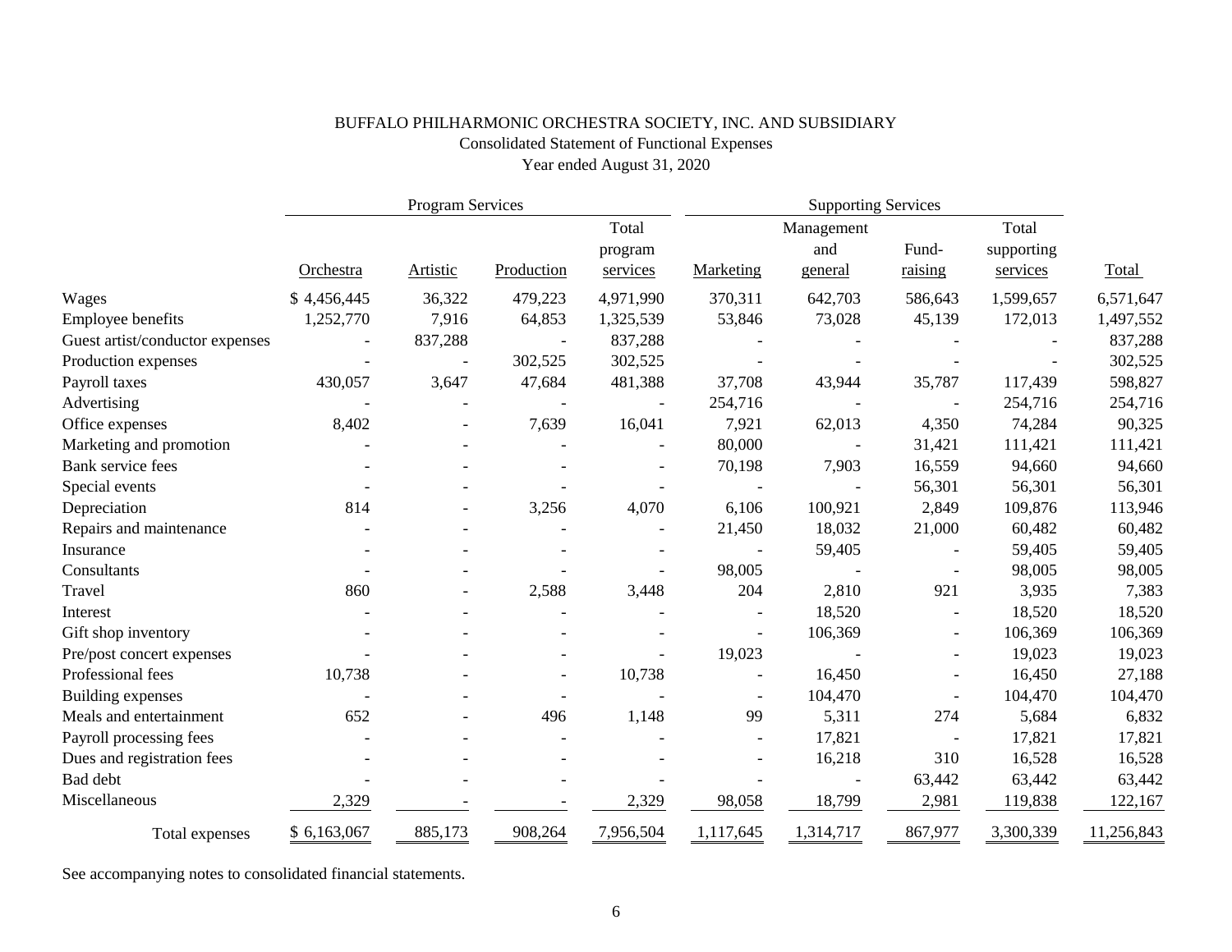BUFFALO PHILHARMONIC ORCHESTRA SOCIETY, INC. AND SUBSIDIARY

Consolidated Statement of Functional Expenses

Year ended August 31, 2020

| | Program Services | | | | Supporting Services | | | | |
|---|---|---|---|---|---|---|---|---|---|
| | Orchestra | Artistic | Production | Total program services | Marketing | Management and general | Fund-raising | Total supporting services | Total |
| Wages | $ 4,456,445 | 36,322 | 479,223 | 4,971,990 | 370,311 | 642,703 | 586,643 | 1,599,657 | 6,571,647 |
| Employee benefits | 1,252,770 | 7,916 | 64,853 | 1,325,539 | 53,846 | 73,028 | 45,139 | 172,013 | 1,497,552 |
| Guest artist/conductor expenses | - | 837,288 | - | 837,288 | - | - | - | - | 837,288 |
| Production expenses | - | - | 302,525 | 302,525 | - | - | - | - | 302,525 |
| Payroll taxes | 430,057 | 3,647 | 47,684 | 481,388 | 37,708 | 43,944 | 35,787 | 117,439 | 598,827 |
| Advertising | - | - | - | - | 254,716 | - | - | 254,716 | 254,716 |
| Office expenses | 8,402 | - | 7,639 | 16,041 | 7,921 | 62,013 | 4,350 | 74,284 | 90,325 |
| Marketing and promotion | - | - | - | - | 80,000 | - | 31,421 | 111,421 | 111,421 |
| Bank service fees | - | - | - | - | 70,198 | 7,903 | 16,559 | 94,660 | 94,660 |
| Special events | - | - | - | - | - | - | 56,301 | 56,301 | 56,301 |
| Depreciation | 814 | - | 3,256 | 4,070 | 6,106 | 100,921 | 2,849 | 109,876 | 113,946 |
| Repairs and maintenance | - | - | - | - | 21,450 | 18,032 | 21,000 | 60,482 | 60,482 |
| Insurance | - | - | - | - | - | 59,405 | - | 59,405 | 59,405 |
| Consultants | - | - | - | - | 98,005 | - | - | 98,005 | 98,005 |
| Travel | 860 | - | 2,588 | 3,448 | 204 | 2,810 | 921 | 3,935 | 7,383 |
| Interest | - | - | - | - | - | 18,520 | - | 18,520 | 18,520 |
| Gift shop inventory | - | - | - | - | - | 106,369 | - | 106,369 | 106,369 |
| Pre/post concert expenses | - | - | - | - | 19,023 | - | - | 19,023 | 19,023 |
| Professional fees | 10,738 | - | - | 10,738 | - | 16,450 | - | 16,450 | 27,188 |
| Building expenses | - | - | - | - | - | 104,470 | - | 104,470 | 104,470 |
| Meals and entertainment | 652 | - | 496 | 1,148 | 99 | 5,311 | 274 | 5,684 | 6,832 |
| Payroll processing fees | - | - | - | - | - | 17,821 | - | 17,821 | 17,821 |
| Dues and registration fees | - | - | - | - | - | 16,218 | 310 | 16,528 | 16,528 |
| Bad debt | - | - | - | - | - | - | 63,442 | 63,442 | 63,442 |
| Miscellaneous | 2,329 | - | - | 2,329 | 98,058 | 18,799 | 2,981 | 119,838 | 122,167 |
| Total expenses | $ 6,163,067 | 885,173 | 908,264 | 7,956,504 | 1,117,645 | 1,314,717 | 867,977 | 3,300,339 | 11,256,843 |

See accompanying notes to consolidated financial statements.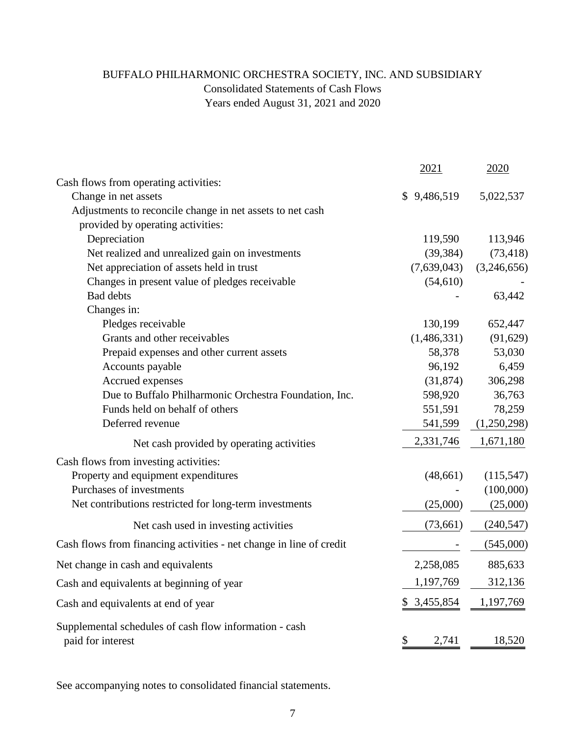# BUFFALO PHILHARMONIC ORCHESTRA SOCIETY, INC. AND SUBSIDIARY

Consolidated Statements of Cash Flows

Years ended August 31, 2021 and 2020

| | 2021 | 2020 |
|---|---|---|
| Cash flows from operating activities: | | |
| Change in net assets | $ 9,486,519 | 5,022,537 |
| Adjustments to reconcile change in net assets to net cash provided by operating activities: | | |
| Depreciation | 119,590 | 113,946 |
| Net realized and unrealized gain on investments | (39,384) | (73,418) |
| Net appreciation of assets held in trust | (7,639,043) | (3,246,656) |
| Changes in present value of pledges receivable | (54,610) | - |
| Bad debts | - | 63,442 |
| Changes in: | | |
| Pledges receivable | 130,199 | 652,447 |
| Grants and other receivables | (1,486,331) | (91,629) |
| Prepaid expenses and other current assets | 58,378 | 53,030 |
| Accounts payable | 96,192 | 6,459 |
| Accrued expenses | (31,874) | 306,298 |
| Due to Buffalo Philharmonic Orchestra Foundation, Inc. | 598,920 | 36,763 |
| Funds held on behalf of others | 551,591 | 78,259 |
| Deferred revenue | 541,599 | (1,250,298) |
| Net cash provided by operating activities | 2,331,746 | 1,671,180 |
| Cash flows from investing activities: | | |
| Property and equipment expenditures | (48,661) | (115,547) |
| Purchases of investments | - | (100,000) |
| Net contributions restricted for long-term investments | (25,000) | (25,000) |
| Net cash used in investing activities | (73,661) | (240,547) |
| Cash flows from financing activities - net change in line of credit | - | (545,000) |
| Net change in cash and equivalents | 2,258,085 | 885,633 |
| Cash and equivalents at beginning of year | 1,197,769 | 312,136 |
| Cash and equivalents at end of year | $ 3,455,854 | 1,197,769 |
| Supplemental schedules of cash flow information - cash paid for interest | $ 2,741 | 18,520 |

See accompanying notes to consolidated financial statements.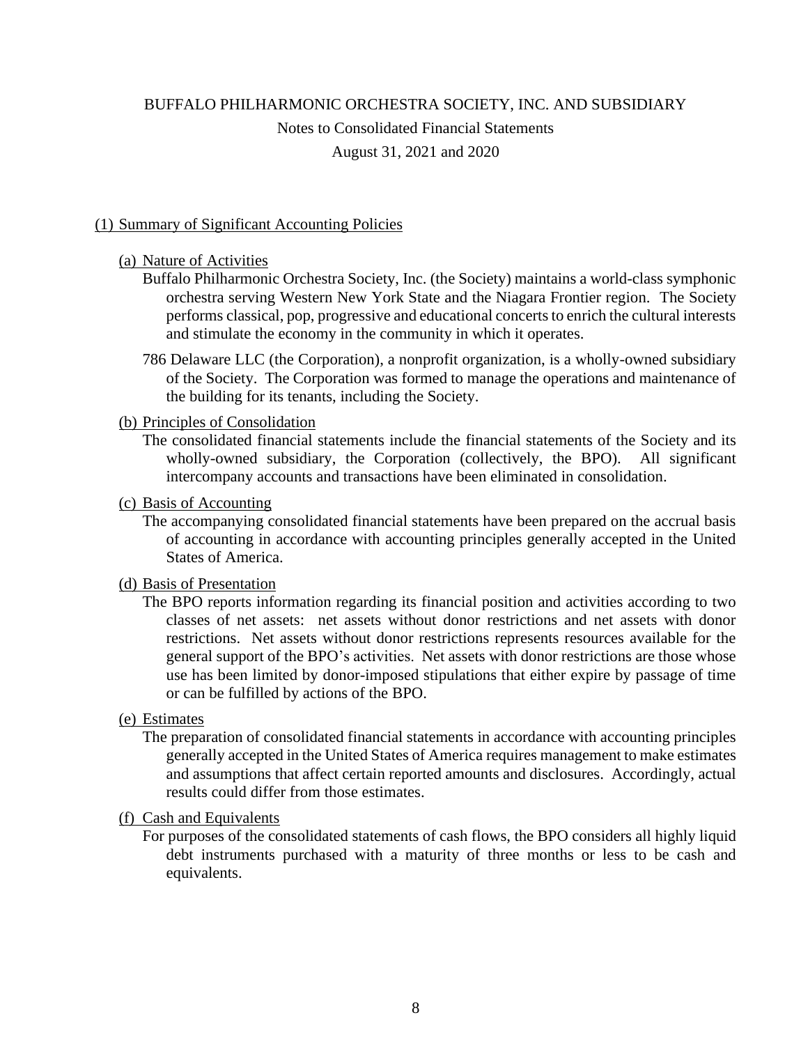# BUFFALO PHILHARMONIC ORCHESTRA SOCIETY, INC. AND SUBSIDIARY

Notes to Consolidated Financial Statements

August 31, 2021 and 2020

## (1) Summary of Significant Accounting Policies

### (a) Nature of Activities

Buffalo Philharmonic Orchestra Society, Inc. (the Society) maintains a world-class symphonic orchestra serving Western New York State and the Niagara Frontier region. The Society performs classical, pop, progressive and educational concerts to enrich the cultural interests and stimulate the economy in the community in which it operates.

786 Delaware LLC (the Corporation), a nonprofit organization, is a wholly-owned subsidiary of the Society. The Corporation was formed to manage the operations and maintenance of the building for its tenants, including the Society.

### (b) Principles of Consolidation

The consolidated financial statements include the financial statements of the Society and its wholly-owned subsidiary, the Corporation (collectively, the BPO). All significant intercompany accounts and transactions have been eliminated in consolidation.

### (c) Basis of Accounting

The accompanying consolidated financial statements have been prepared on the accrual basis of accounting in accordance with accounting principles generally accepted in the United States of America.

### (d) Basis of Presentation

The BPO reports information regarding its financial position and activities according to two classes of net assets: net assets without donor restrictions and net assets with donor restrictions. Net assets without donor restrictions represents resources available for the general support of the BPO's activities. Net assets with donor restrictions are those whose use has been limited by donor-imposed stipulations that either expire by passage of time or can be fulfilled by actions of the BPO.

### (e) Estimates

The preparation of consolidated financial statements in accordance with accounting principles generally accepted in the United States of America requires management to make estimates and assumptions that affect certain reported amounts and disclosures. Accordingly, actual results could differ from those estimates.

### (f) Cash and Equivalents

For purposes of the consolidated statements of cash flows, the BPO considers all highly liquid debt instruments purchased with a maturity of three months or less to be cash and equivalents.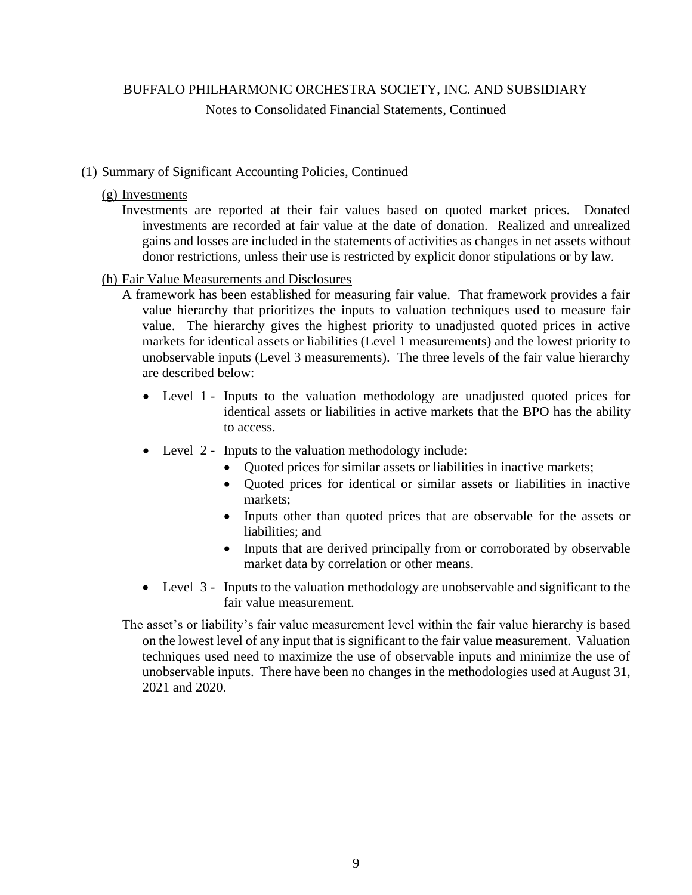BUFFALO PHILHARMONIC ORCHESTRA SOCIETY, INC. AND SUBSIDIARY

Notes to Consolidated Financial Statements, Continued

(1) Summary of Significant Accounting Policies, Continued

(g) Investments

Investments are reported at their fair values based on quoted market prices. Donated investments are recorded at fair value at the date of donation. Realized and unrealized gains and losses are included in the statements of activities as changes in net assets without donor restrictions, unless their use is restricted by explicit donor stipulations or by law.

(h) Fair Value Measurements and Disclosures

A framework has been established for measuring fair value. That framework provides a fair value hierarchy that prioritizes the inputs to valuation techniques used to measure fair value. The hierarchy gives the highest priority to unadjusted quoted prices in active markets for identical assets or liabilities (Level 1 measurements) and the lowest priority to unobservable inputs (Level 3 measurements). The three levels of the fair value hierarchy are described below:

- Level 1 - Inputs to the valuation methodology are unadjusted quoted prices for identical assets or liabilities in active markets that the BPO has the ability to access.
- Level 2 - Inputs to the valuation methodology include:
  - Quoted prices for similar assets or liabilities in inactive markets;
  - Quoted prices for identical or similar assets or liabilities in inactive markets;
  - Inputs other than quoted prices that are observable for the assets or liabilities; and
  - Inputs that are derived principally from or corroborated by observable market data by correlation or other means.
- Level 3 - Inputs to the valuation methodology are unobservable and significant to the fair value measurement.

The asset's or liability's fair value measurement level within the fair value hierarchy is based on the lowest level of any input that is significant to the fair value measurement. Valuation techniques used need to maximize the use of observable inputs and minimize the use of unobservable inputs. There have been no changes in the methodologies used at August 31, 2021 and 2020.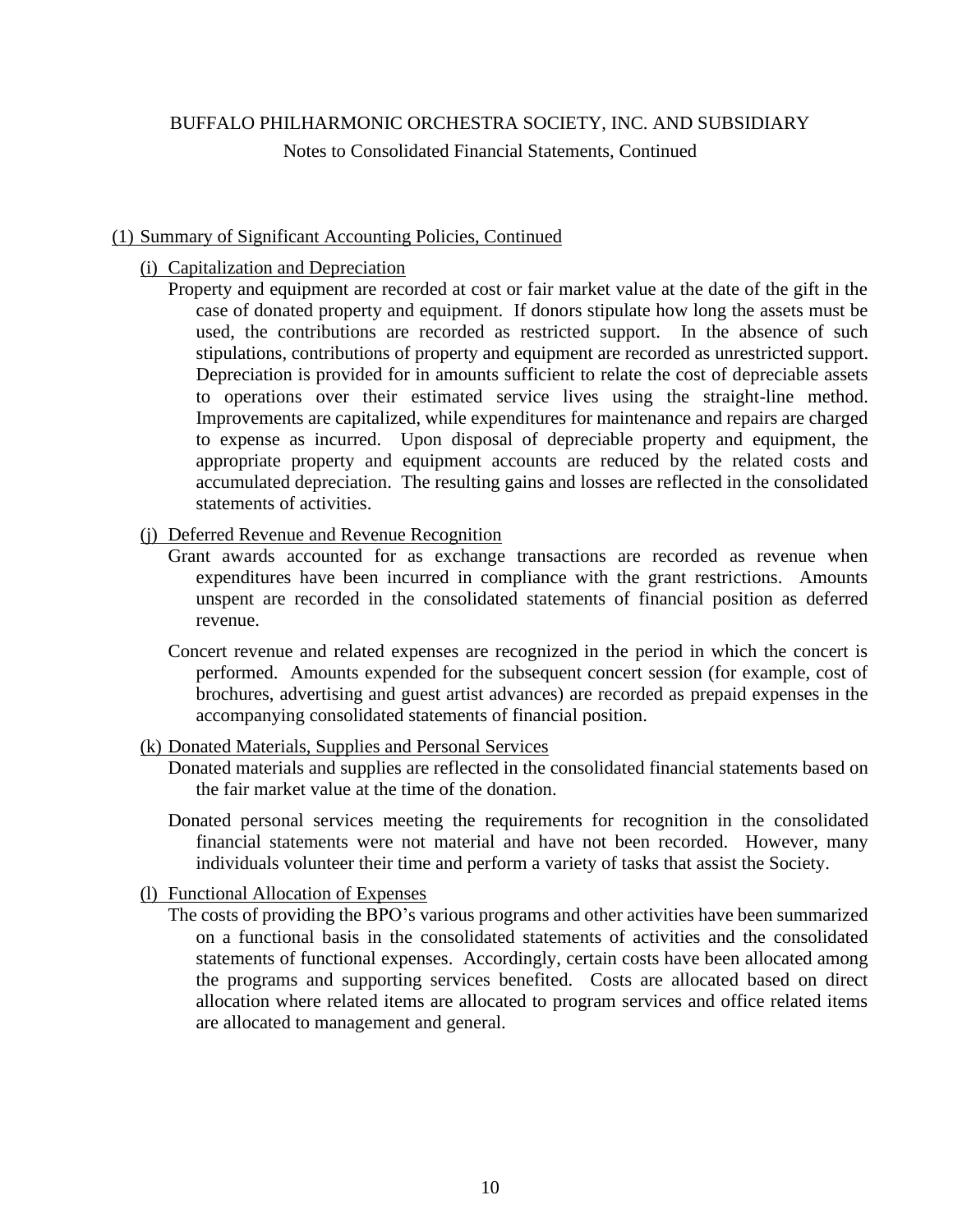## (1) Summary of Significant Accounting Policies, Continued

### (i) Capitalization and Depreciation

Property and equipment are recorded at cost or fair market value at the date of the gift in the case of donated property and equipment. If donors stipulate how long the assets must be used, the contributions are recorded as restricted support. In the absence of such stipulations, contributions of property and equipment are recorded as unrestricted support. Depreciation is provided for in amounts sufficient to relate the cost of depreciable assets to operations over their estimated service lives using the straight-line method. Improvements are capitalized, while expenditures for maintenance and repairs are charged to expense as incurred. Upon disposal of depreciable property and equipment, the appropriate property and equipment accounts are reduced by the related costs and accumulated depreciation. The resulting gains and losses are reflected in the consolidated statements of activities.

### (j) Deferred Revenue and Revenue Recognition

Grant awards accounted for as exchange transactions are recorded as revenue when expenditures have been incurred in compliance with the grant restrictions. Amounts unspent are recorded in the consolidated statements of financial position as deferred revenue.

Concert revenue and related expenses are recognized in the period in which the concert is performed. Amounts expended for the subsequent concert session (for example, cost of brochures, advertising and guest artist advances) are recorded as prepaid expenses in the accompanying consolidated statements of financial position.

### (k) Donated Materials, Supplies and Personal Services

Donated materials and supplies are reflected in the consolidated financial statements based on the fair market value at the time of the donation.

Donated personal services meeting the requirements for recognition in the consolidated financial statements were not material and have not been recorded. However, many individuals volunteer their time and perform a variety of tasks that assist the Society.

### (l) Functional Allocation of Expenses

The costs of providing the BPO's various programs and other activities have been summarized on a functional basis in the consolidated statements of activities and the consolidated statements of functional expenses. Accordingly, certain costs have been allocated among the programs and supporting services benefited. Costs are allocated based on direct allocation where related items are allocated to program services and office related items are allocated to management and general.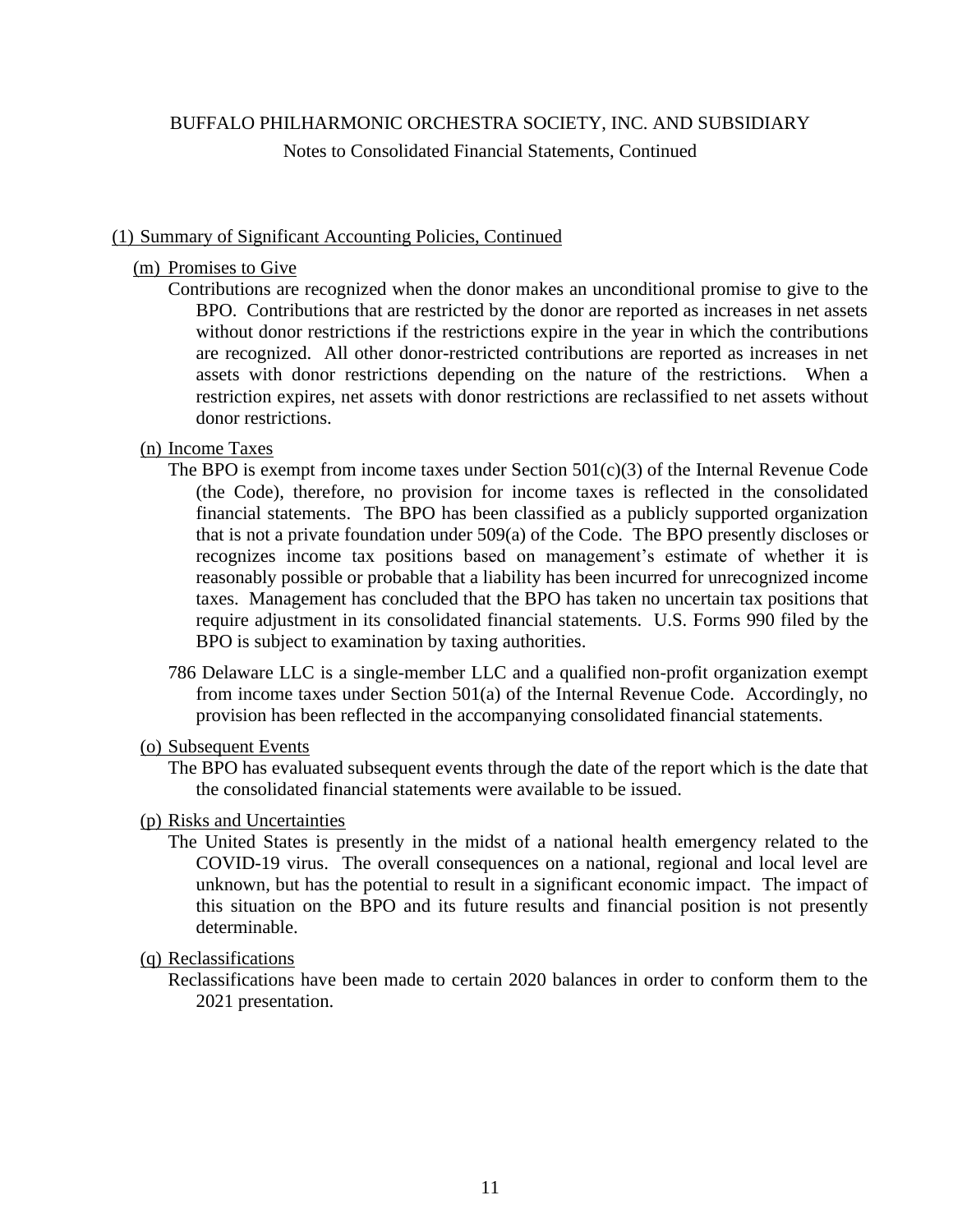BUFFALO PHILHARMONIC ORCHESTRA SOCIETY, INC. AND SUBSIDIARY

Notes to Consolidated Financial Statements, Continued

(1) Summary of Significant Accounting Policies, Continued

(m) Promises to Give

Contributions are recognized when the donor makes an unconditional promise to give to the BPO. Contributions that are restricted by the donor are reported as increases in net assets without donor restrictions if the restrictions expire in the year in which the contributions are recognized. All other donor-restricted contributions are reported as increases in net assets with donor restrictions depending on the nature of the restrictions. When a restriction expires, net assets with donor restrictions are reclassified to net assets without donor restrictions.

(n) Income Taxes

The BPO is exempt from income taxes under Section 501(c)(3) of the Internal Revenue Code (the Code), therefore, no provision for income taxes is reflected in the consolidated financial statements. The BPO has been classified as a publicly supported organization that is not a private foundation under 509(a) of the Code. The BPO presently discloses or recognizes income tax positions based on management's estimate of whether it is reasonably possible or probable that a liability has been incurred for unrecognized income taxes. Management has concluded that the BPO has taken no uncertain tax positions that require adjustment in its consolidated financial statements. U.S. Forms 990 filed by the BPO is subject to examination by taxing authorities.

786 Delaware LLC is a single-member LLC and a qualified non-profit organization exempt from income taxes under Section 501(a) of the Internal Revenue Code. Accordingly, no provision has been reflected in the accompanying consolidated financial statements.

(o) Subsequent Events

The BPO has evaluated subsequent events through the date of the report which is the date that the consolidated financial statements were available to be issued.

(p) Risks and Uncertainties

The United States is presently in the midst of a national health emergency related to the COVID-19 virus. The overall consequences on a national, regional and local level are unknown, but has the potential to result in a significant economic impact. The impact of this situation on the BPO and its future results and financial position is not presently determinable.

(q) Reclassifications

Reclassifications have been made to certain 2020 balances in order to conform them to the 2021 presentation.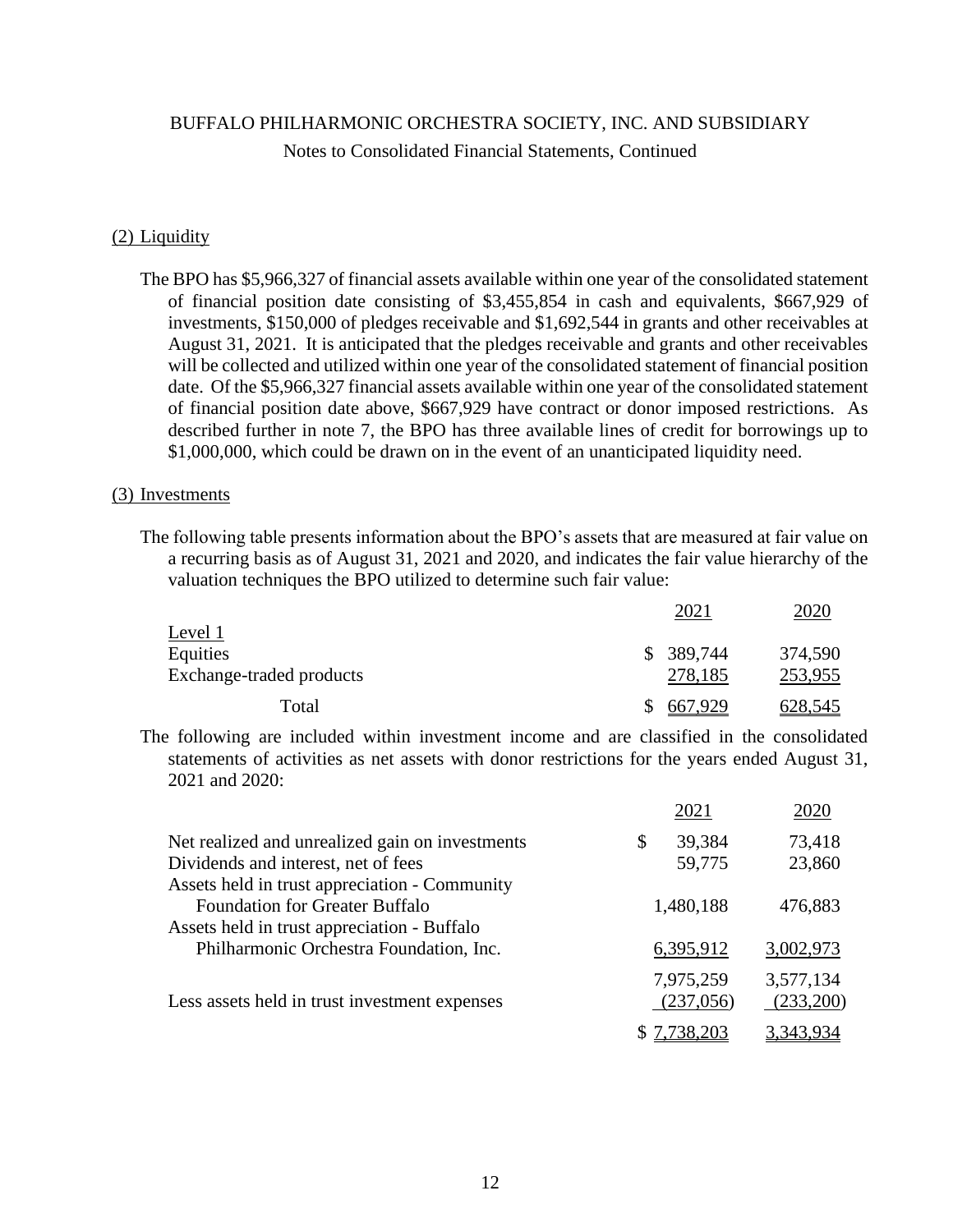BUFFALO PHILHARMONIC ORCHESTRA SOCIETY, INC. AND SUBSIDIARY

Notes to Consolidated Financial Statements, Continued

## (2) Liquidity

The BPO has $5,966,327 of financial assets available within one year of the consolidated statement of financial position date consisting of $3,455,854 in cash and equivalents, $667,929 of investments, $150,000 of pledges receivable and $1,692,544 in grants and other receivables at August 31, 2021. It is anticipated that the pledges receivable and grants and other receivables will be collected and utilized within one year of the consolidated statement of financial position date. Of the $5,966,327 financial assets available within one year of the consolidated statement of financial position date above, $667,929 have contract or donor imposed restrictions. As described further in note 7, the BPO has three available lines of credit for borrowings up to $1,000,000, which could be drawn on in the event of an unanticipated liquidity need.

## (3) Investments

The following table presents information about the BPO's assets that are measured at fair value on a recurring basis as of August 31, 2021 and 2020, and indicates the fair value hierarchy of the valuation techniques the BPO utilized to determine such fair value:

| | 2021 | 2020 |
|---|---|---|
| Level 1 | | |
| Equities | $ 389,744 | 374,590 |
| Exchange-traded products | 278,185 | 253,955 |
| Total | $ 667,929 | 628,545 |

The following are included within investment income and are classified in the consolidated statements of activities as net assets with donor restrictions for the years ended August 31, 2021 and 2020:

| | 2021 | 2020 |
|---|---|---|
| Net realized and unrealized gain on investments | $ 39,384 | 73,418 |
| Dividends and interest, net of fees | 59,775 | 23,860 |
| Assets held in trust appreciation - Community Foundation for Greater Buffalo | 1,480,188 | 476,883 |
| Assets held in trust appreciation - Buffalo Philharmonic Orchestra Foundation, Inc. | 6,395,912 | 3,002,973 |
| | 7,975,259 | 3,577,134 |
| Less assets held in trust investment expenses | (237,056) | (233,200) |
| | $ 7,738,203 | 3,343,934 |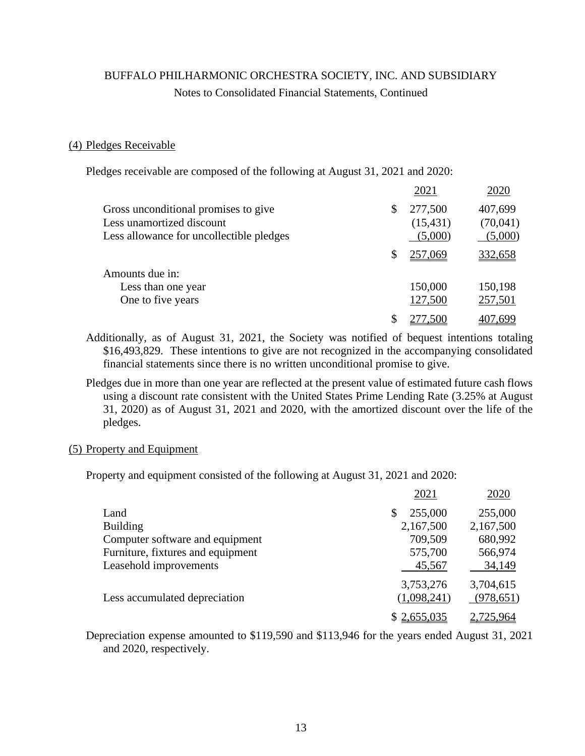BUFFALO PHILHARMONIC ORCHESTRA SOCIETY, INC. AND SUBSIDIARY

Notes to Consolidated Financial Statements, Continued

## (4) Pledges Receivable

Pledges receivable are composed of the following at August 31, 2021 and 2020:

| | 2021 | 2020 |
|---|---|---|
| Gross unconditional promises to give | $ 277,500 | 407,699 |
| Less unamortized discount | (15,431) | (70,041) |
| Less allowance for uncollectible pledges | (5,000) | (5,000) |
| | $ 257,069 | 332,658 |
| Amounts due in: | | |
| Less than one year | 150,000 | 150,198 |
| One to five years | 127,500 | 257,501 |
| | $ 277,500 | 407,699 |

Additionally, as of August 31, 2021, the Society was notified of bequest intentions totaling $16,493,829. These intentions to give are not recognized in the accompanying consolidated financial statements since there is no written unconditional promise to give.

Pledges due in more than one year are reflected at the present value of estimated future cash flows using a discount rate consistent with the United States Prime Lending Rate (3.25% at August 31, 2020) as of August 31, 2021 and 2020, with the amortized discount over the life of the pledges.

## (5) Property and Equipment

Property and equipment consisted of the following at August 31, 2021 and 2020:

| | 2021 | 2020 |
|---|---|---|
| Land | $ 255,000 | 255,000 |
| Building | 2,167,500 | 2,167,500 |
| Computer software and equipment | 709,509 | 680,992 |
| Furniture, fixtures and equipment | 575,700 | 566,974 |
| Leasehold improvements | 45,567 | 34,149 |
| | 3,753,276 | 3,704,615 |
| Less accumulated depreciation | (1,098,241) | (978,651) |
| | $ 2,655,035 | 2,725,964 |

Depreciation expense amounted to $119,590 and $113,946 for the years ended August 31, 2021 and 2020, respectively.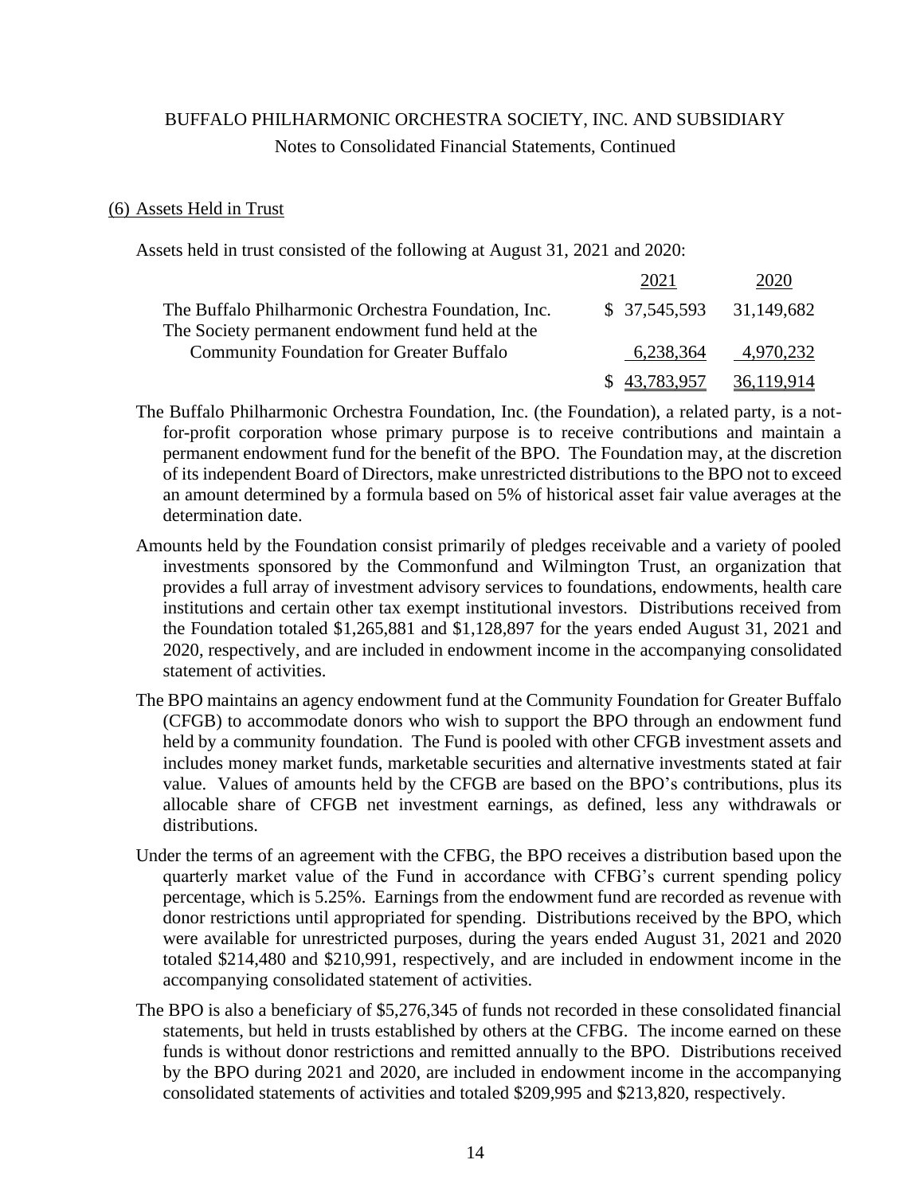BUFFALO PHILHARMONIC ORCHESTRA SOCIETY, INC. AND SUBSIDIARY

Notes to Consolidated Financial Statements, Continued

## (6) Assets Held in Trust

Assets held in trust consisted of the following at August 31, 2021 and 2020:

| | 2021 | 2020 |
|---|---|---|
| The Buffalo Philharmonic Orchestra Foundation, Inc. | $ 37,545,593 | 31,149,682 |
| The Society permanent endowment fund held at the Community Foundation for Greater Buffalo | 6,238,364 | 4,970,232 |
| | $ 43,783,957 | 36,119,914 |

The Buffalo Philharmonic Orchestra Foundation, Inc. (the Foundation), a related party, is a not-for-profit corporation whose primary purpose is to receive contributions and maintain a permanent endowment fund for the benefit of the BPO. The Foundation may, at the discretion of its independent Board of Directors, make unrestricted distributions to the BPO not to exceed an amount determined by a formula based on 5% of historical asset fair value averages at the determination date.

Amounts held by the Foundation consist primarily of pledges receivable and a variety of pooled investments sponsored by the Commonfund and Wilmington Trust, an organization that provides a full array of investment advisory services to foundations, endowments, health care institutions and certain other tax exempt institutional investors. Distributions received from the Foundation totaled $1,265,881 and $1,128,897 for the years ended August 31, 2021 and 2020, respectively, and are included in endowment income in the accompanying consolidated statement of activities.

The BPO maintains an agency endowment fund at the Community Foundation for Greater Buffalo (CFGB) to accommodate donors who wish to support the BPO through an endowment fund held by a community foundation. The Fund is pooled with other CFGB investment assets and includes money market funds, marketable securities and alternative investments stated at fair value. Values of amounts held by the CFGB are based on the BPO's contributions, plus its allocable share of CFGB net investment earnings, as defined, less any withdrawals or distributions.

Under the terms of an agreement with the CFBG, the BPO receives a distribution based upon the quarterly market value of the Fund in accordance with CFBG's current spending policy percentage, which is 5.25%. Earnings from the endowment fund are recorded as revenue with donor restrictions until appropriated for spending. Distributions received by the BPO, which were available for unrestricted purposes, during the years ended August 31, 2021 and 2020 totaled $214,480 and $210,991, respectively, and are included in endowment income in the accompanying consolidated statement of activities.

The BPO is also a beneficiary of $5,276,345 of funds not recorded in these consolidated financial statements, but held in trusts established by others at the CFBG. The income earned on these funds is without donor restrictions and remitted annually to the BPO. Distributions received by the BPO during 2021 and 2020, are included in endowment income in the accompanying consolidated statements of activities and totaled $209,995 and $213,820, respectively.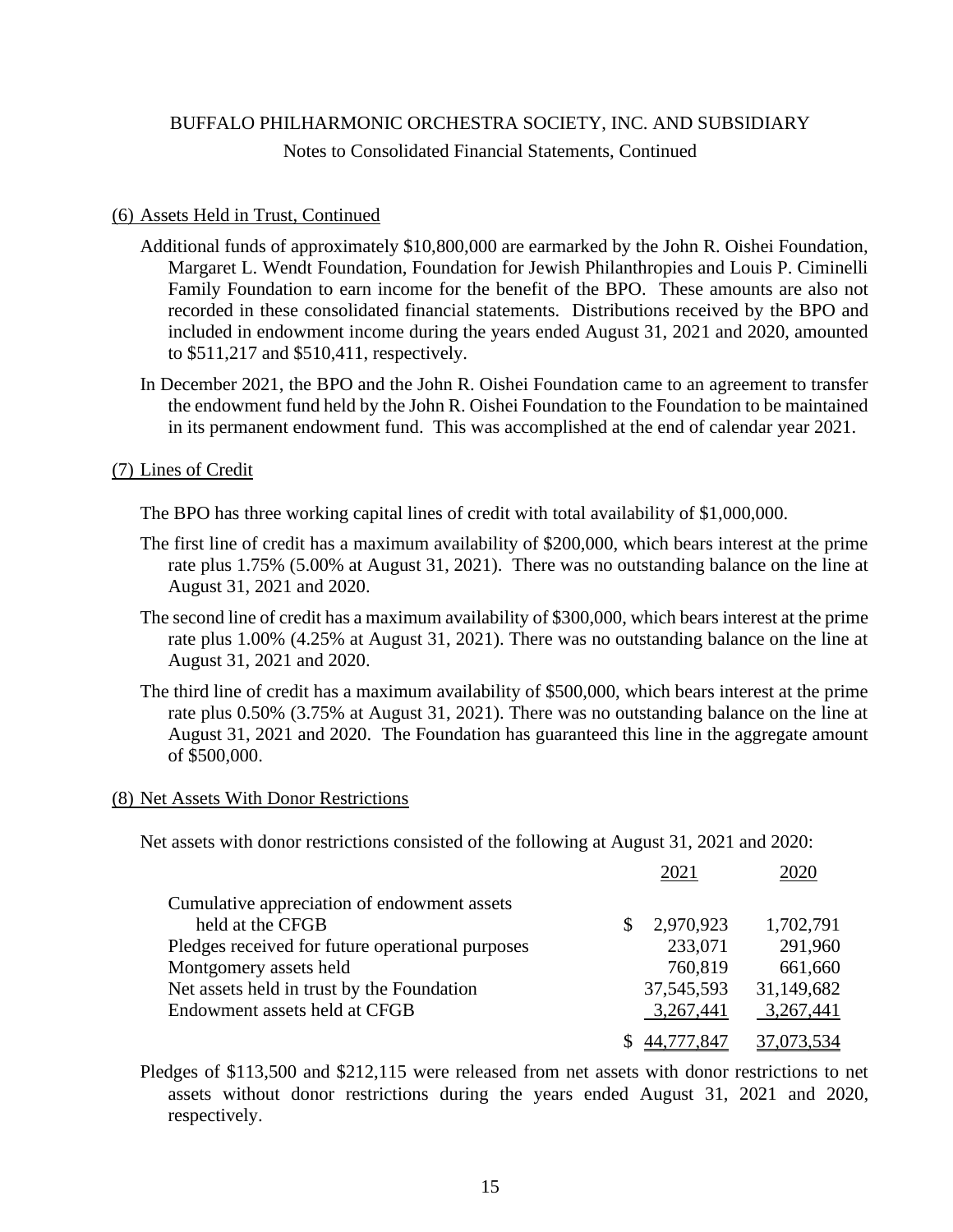## (6) Assets Held in Trust, Continued

Additional funds of approximately $10,800,000 are earmarked by the John R. Oishei Foundation, Margaret L. Wendt Foundation, Foundation for Jewish Philanthropies and Louis P. Ciminelli Family Foundation to earn income for the benefit of the BPO. These amounts are also not recorded in these consolidated financial statements. Distributions received by the BPO and included in endowment income during the years ended August 31, 2021 and 2020, amounted to $511,217 and $510,411, respectively.

In December 2021, the BPO and the John R. Oishei Foundation came to an agreement to transfer the endowment fund held by the John R. Oishei Foundation to the Foundation to be maintained in its permanent endowment fund. This was accomplished at the end of calendar year 2021.

## (7) Lines of Credit

The BPO has three working capital lines of credit with total availability of $1,000,000.

The first line of credit has a maximum availability of $200,000, which bears interest at the prime rate plus 1.75% (5.00% at August 31, 2021). There was no outstanding balance on the line at August 31, 2021 and 2020.

The second line of credit has a maximum availability of $300,000, which bears interest at the prime rate plus 1.00% (4.25% at August 31, 2021). There was no outstanding balance on the line at August 31, 2021 and 2020.

The third line of credit has a maximum availability of $500,000, which bears interest at the prime rate plus 0.50% (3.75% at August 31, 2021). There was no outstanding balance on the line at August 31, 2021 and 2020. The Foundation has guaranteed this line in the aggregate amount of $500,000.

## (8) Net Assets With Donor Restrictions

Net assets with donor restrictions consisted of the following at August 31, 2021 and 2020:

| | 2021 | 2020 |
|---|---|---|
| Cumulative appreciation of endowment assets held at the CFGB | $ 2,970,923 | 1,702,791 |
| Pledges received for future operational purposes | 233,071 | 291,960 |
| Montgomery assets held | 760,819 | 661,660 |
| Net assets held in trust by the Foundation | 37,545,593 | 31,149,682 |
| Endowment assets held at CFGB | 3,267,441 | 3,267,441 |
| | $ 44,777,847 | 37,073,534 |

Pledges of $113,500 and $212,115 were released from net assets with donor restrictions to net assets without donor restrictions during the years ended August 31, 2021 and 2020, respectively.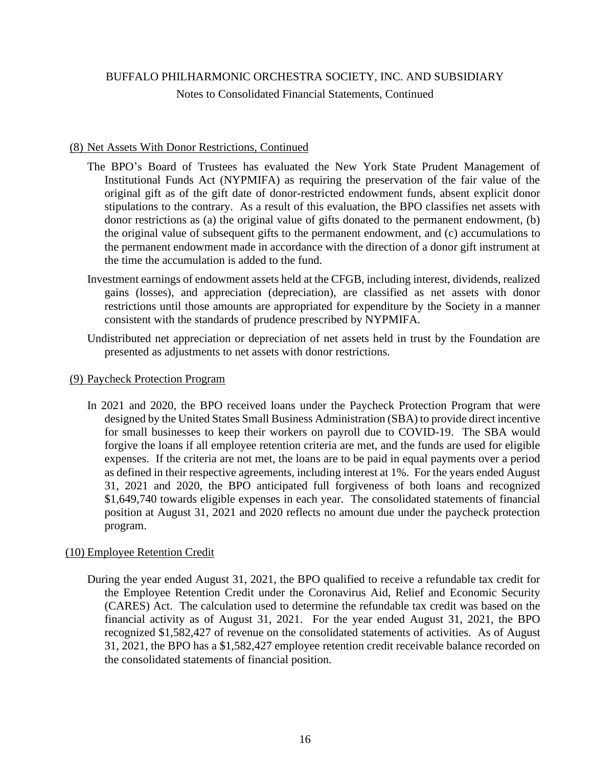## (8) Net Assets With Donor Restrictions, Continued

The BPO's Board of Trustees has evaluated the New York State Prudent Management of Institutional Funds Act (NYPMIFA) as requiring the preservation of the fair value of the original gift as of the gift date of donor-restricted endowment funds, absent explicit donor stipulations to the contrary. As a result of this evaluation, the BPO classifies net assets with donor restrictions as (a) the original value of gifts donated to the permanent endowment, (b) the original value of subsequent gifts to the permanent endowment, and (c) accumulations to the permanent endowment made in accordance with the direction of a donor gift instrument at the time the accumulation is added to the fund.

Investment earnings of endowment assets held at the CFGB, including interest, dividends, realized gains (losses), and appreciation (depreciation), are classified as net assets with donor restrictions until those amounts are appropriated for expenditure by the Society in a manner consistent with the standards of prudence prescribed by NYPMIFA.

Undistributed net appreciation or depreciation of net assets held in trust by the Foundation are presented as adjustments to net assets with donor restrictions.

## (9) Paycheck Protection Program

In 2021 and 2020, the BPO received loans under the Paycheck Protection Program that were designed by the United States Small Business Administration (SBA) to provide direct incentive for small businesses to keep their workers on payroll due to COVID-19. The SBA would forgive the loans if all employee retention criteria are met, and the funds are used for eligible expenses. If the criteria are not met, the loans are to be paid in equal payments over a period as defined in their respective agreements, including interest at 1%. For the years ended August 31, 2021 and 2020, the BPO anticipated full forgiveness of both loans and recognized $1,649,740 towards eligible expenses in each year. The consolidated statements of financial position at August 31, 2021 and 2020 reflects no amount due under the paycheck protection program.

## (10) Employee Retention Credit

During the year ended August 31, 2021, the BPO qualified to receive a refundable tax credit for the Employee Retention Credit under the Coronavirus Aid, Relief and Economic Security (CARES) Act. The calculation used to determine the refundable tax credit was based on the financial activity as of August 31, 2021. For the year ended August 31, 2021, the BPO recognized $1,582,427 of revenue on the consolidated statements of activities. As of August 31, 2021, the BPO has a $1,582,427 employee retention credit receivable balance recorded on the consolidated statements of financial position.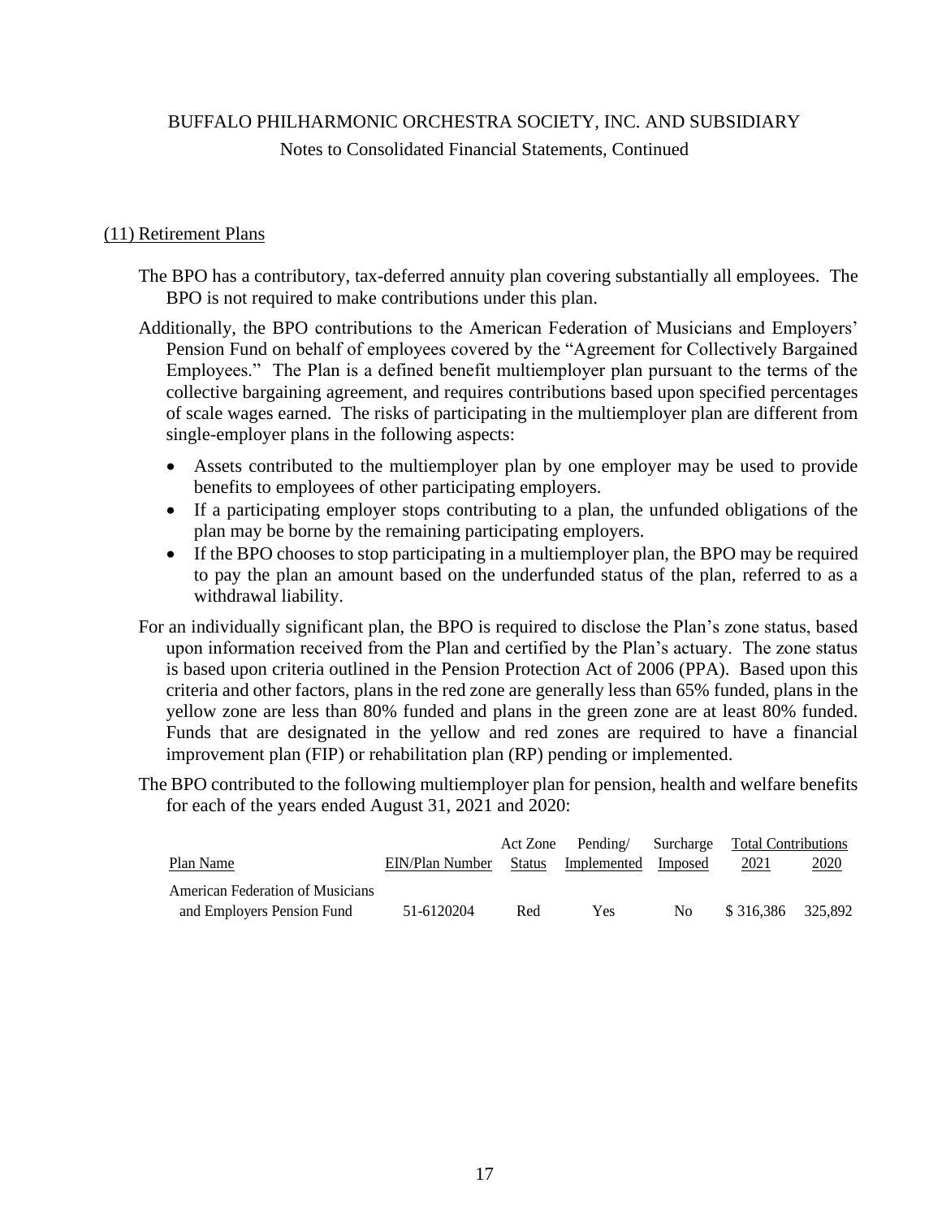BUFFALO PHILHARMONIC ORCHESTRA SOCIETY, INC. AND SUBSIDIARY

Notes to Consolidated Financial Statements, Continued

## (11) Retirement Plans

The BPO has a contributory, tax-deferred annuity plan covering substantially all employees. The BPO is not required to make contributions under this plan.

Additionally, the BPO contributions to the American Federation of Musicians and Employers' Pension Fund on behalf of employees covered by the "Agreement for Collectively Bargained Employees." The Plan is a defined benefit multiemployer plan pursuant to the terms of the collective bargaining agreement, and requires contributions based upon specified percentages of scale wages earned. The risks of participating in the multiemployer plan are different from single-employer plans in the following aspects:

- Assets contributed to the multiemployer plan by one employer may be used to provide benefits to employees of other participating employers.
- If a participating employer stops contributing to a plan, the unfunded obligations of the plan may be borne by the remaining participating employers.
- If the BPO chooses to stop participating in a multiemployer plan, the BPO may be required to pay the plan an amount based on the underfunded status of the plan, referred to as a withdrawal liability.

For an individually significant plan, the BPO is required to disclose the Plan's zone status, based upon information received from the Plan and certified by the Plan's actuary. The zone status is based upon criteria outlined in the Pension Protection Act of 2006 (PPA). Based upon this criteria and other factors, plans in the red zone are generally less than 65% funded, plans in the yellow zone are less than 80% funded and plans in the green zone are at least 80% funded. Funds that are designated in the yellow and red zones are required to have a financial improvement plan (FIP) or rehabilitation plan (RP) pending or implemented.

The BPO contributed to the following multiemployer plan for pension, health and welfare benefits for each of the years ended August 31, 2021 and 2020:

| Plan Name | EIN/Plan Number | Act Zone Status | Pending/ Implemented | Surcharge Imposed | Total Contributions 2021 | Total Contributions 2020 |
|---|---|---|---|---|---|---|
| American Federation of Musicians and Employers Pension Fund | 51-6120204 | Red | Yes | No | $ 316,386 | 325,892 |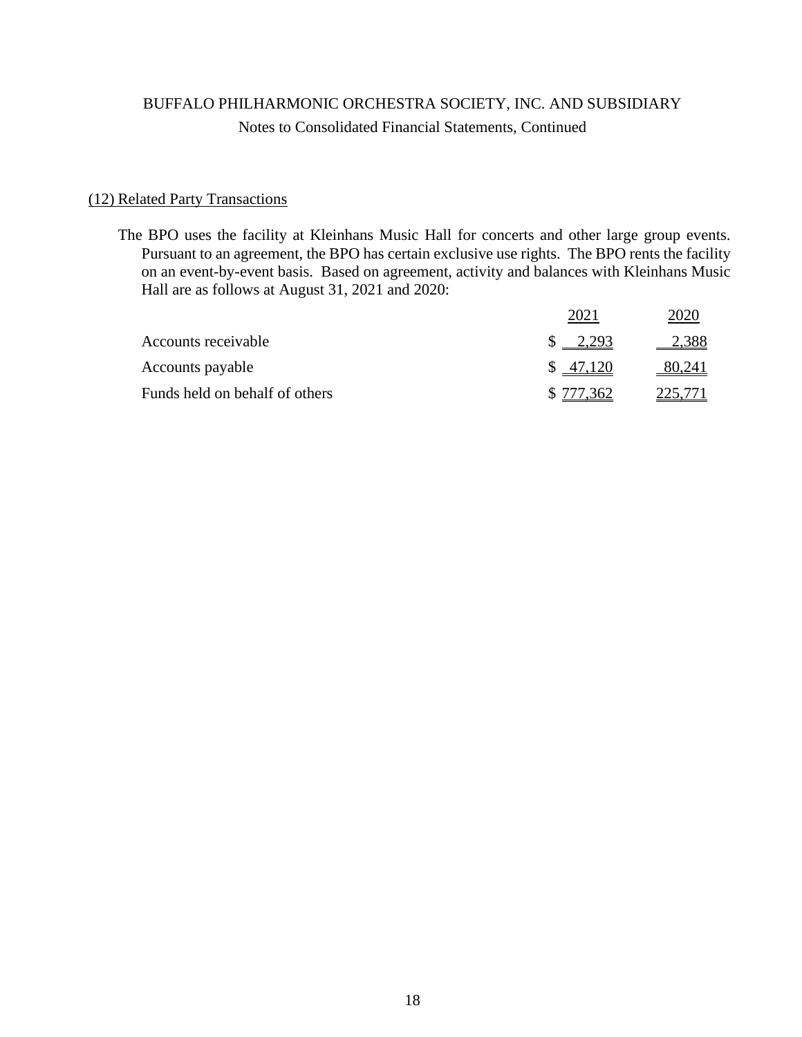BUFFALO PHILHARMONIC ORCHESTRA SOCIETY, INC. AND SUBSIDIARY

Notes to Consolidated Financial Statements, Continued

## (12) Related Party Transactions

The BPO uses the facility at Kleinhans Music Hall for concerts and other large group events. Pursuant to an agreement, the BPO has certain exclusive use rights. The BPO rents the facility on an event-by-event basis. Based on agreement, activity and balances with Kleinhans Music Hall are as follows at August 31, 2021 and 2020:

| | 2021 | 2020 |
|---|---|---|
| Accounts receivable | $ 2,293 | 2,388 |
| Accounts payable | $ 47,120 | 80,241 |
| Funds held on behalf of others | $ 777,362 | 225,771 |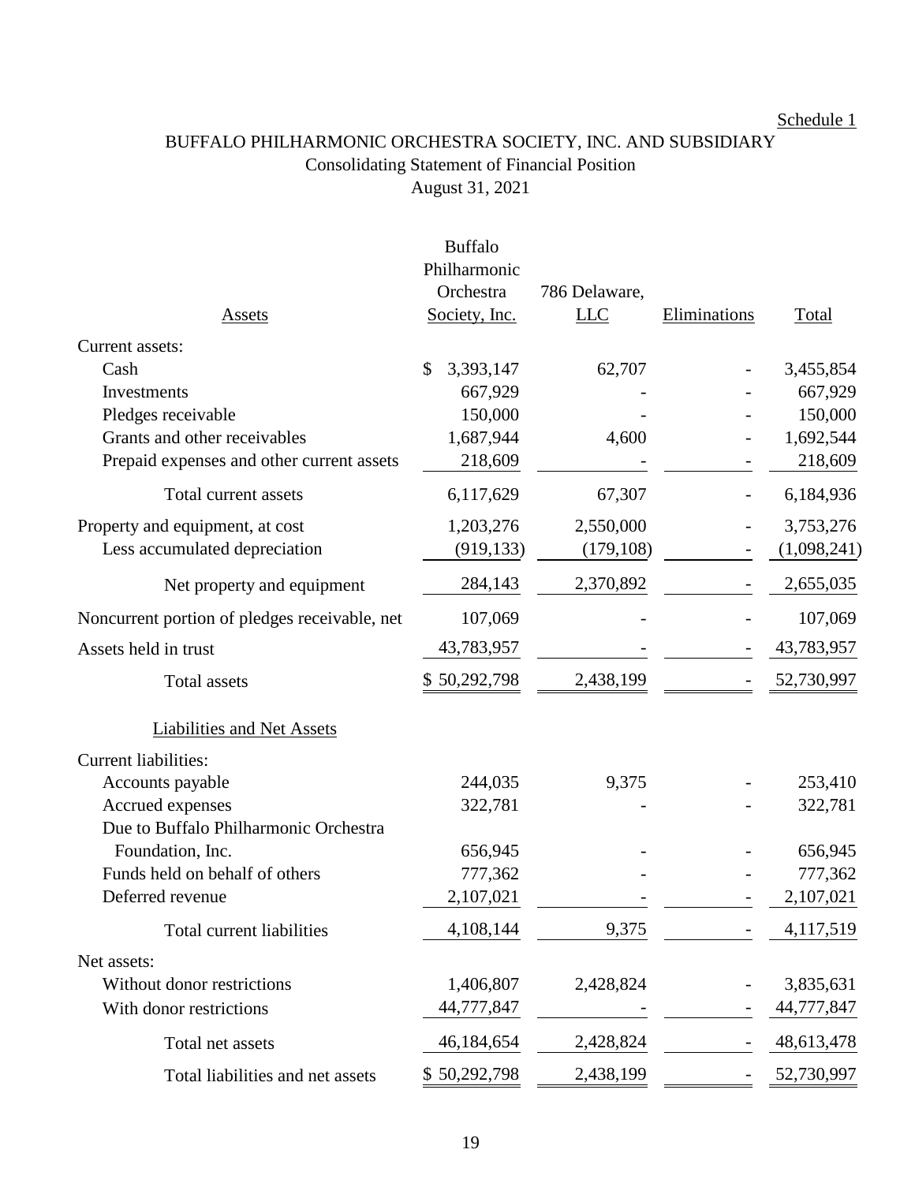Schedule 1

# BUFFALO PHILHARMONIC ORCHESTRA SOCIETY, INC. AND SUBSIDIARY

## Consolidating Statement of Financial Position

### August 31, 2021

| Assets | Buffalo Philharmonic Orchestra Society, Inc. | 786 Delaware, LLC | Eliminations | Total |
|---|---|---|---|---|
| Current assets: | | | | |
| Cash | $ 3,393,147 | 62,707 | - | 3,455,854 |
| Investments | 667,929 | - | - | 667,929 |
| Pledges receivable | 150,000 | - | - | 150,000 |
| Grants and other receivables | 1,687,944 | 4,600 | - | 1,692,544 |
| Prepaid expenses and other current assets | 218,609 | - | - | 218,609 |
| Total current assets | 6,117,629 | 67,307 | - | 6,184,936 |
| Property and equipment, at cost | 1,203,276 | 2,550,000 | - | 3,753,276 |
| Less accumulated depreciation | (919,133) | (179,108) | - | (1,098,241) |
| Net property and equipment | 284,143 | 2,370,892 | - | 2,655,035 |
| Noncurrent portion of pledges receivable, net | 107,069 | - | - | 107,069 |
| Assets held in trust | 43,783,957 | - | - | 43,783,957 |
| Total assets | $ 50,292,798 | 2,438,199 | - | 52,730,997 |
| **Liabilities and Net Assets** | | | | |
| Current liabilities: | | | | |
| Accounts payable | 244,035 | 9,375 | - | 253,410 |
| Accrued expenses | 322,781 | - | - | 322,781 |
| Due to Buffalo Philharmonic Orchestra Foundation, Inc. | 656,945 | - | - | 656,945 |
| Funds held on behalf of others | 777,362 | - | - | 777,362 |
| Deferred revenue | 2,107,021 | - | - | 2,107,021 |
| Total current liabilities | 4,108,144 | 9,375 | - | 4,117,519 |
| Net assets: | | | | |
| Without donor restrictions | 1,406,807 | 2,428,824 | - | 3,835,631 |
| With donor restrictions | 44,777,847 | - | - | 44,777,847 |
| Total net assets | 46,184,654 | 2,428,824 | - | 48,613,478 |
| Total liabilities and net assets | $ 50,292,798 | 2,438,199 | - | 52,730,997 |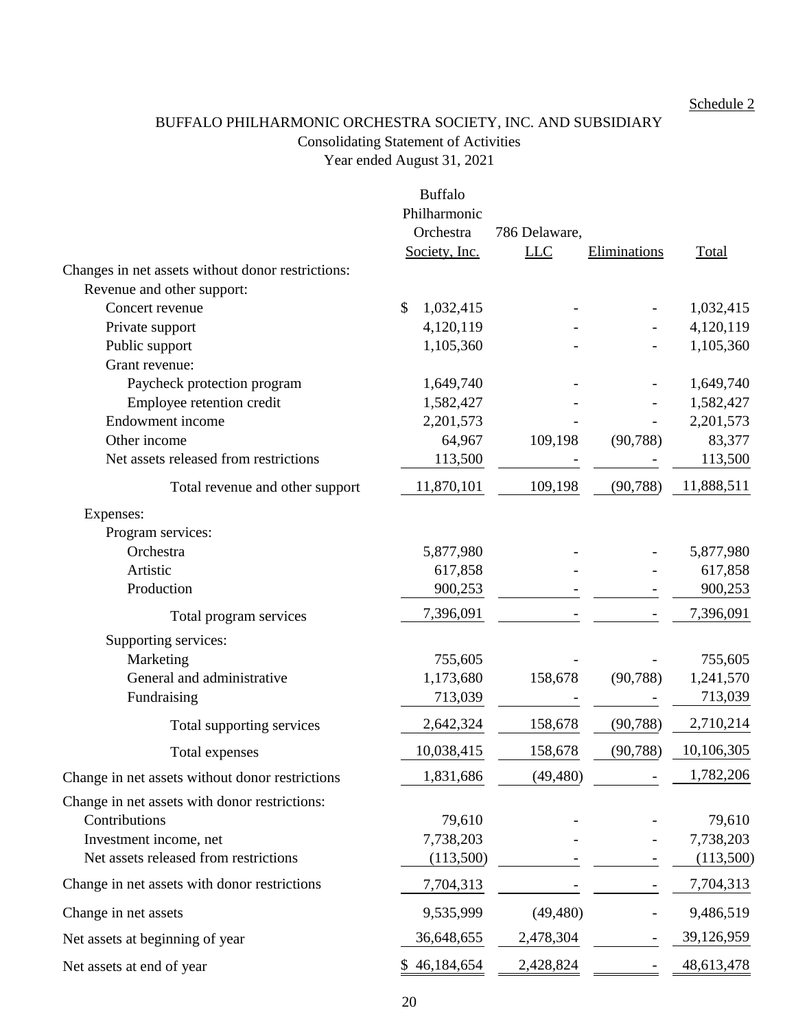Schedule 2

# BUFFALO PHILHARMONIC ORCHESTRA SOCIETY, INC. AND SUBSIDIARY

## Consolidating Statement of Activities

### Year ended August 31, 2021

| | Buffalo Philharmonic Orchestra Society, Inc. | 786 Delaware, LLC | Eliminations | Total |
|---|---|---|---|---|
| Changes in net assets without donor restrictions: | | | | |
| Revenue and other support: | | | | |
| Concert revenue | $ 1,032,415 | - | - | 1,032,415 |
| Private support | 4,120,119 | - | - | 4,120,119 |
| Public support | 1,105,360 | - | - | 1,105,360 |
| Grant revenue: | | | | |
| Paycheck protection program | 1,649,740 | - | - | 1,649,740 |
| Employee retention credit | 1,582,427 | - | - | 1,582,427 |
| Endowment income | 2,201,573 | - | - | 2,201,573 |
| Other income | 64,967 | 109,198 | (90,788) | 83,377 |
| Net assets released from restrictions | 113,500 | - | - | 113,500 |
| Total revenue and other support | 11,870,101 | 109,198 | (90,788) | 11,888,511 |
| Expenses: | | | | |
| Program services: | | | | |
| Orchestra | 5,877,980 | - | - | 5,877,980 |
| Artistic | 617,858 | - | - | 617,858 |
| Production | 900,253 | - | - | 900,253 |
| Total program services | 7,396,091 | - | - | 7,396,091 |
| Supporting services: | | | | |
| Marketing | 755,605 | - | - | 755,605 |
| General and administrative | 1,173,680 | 158,678 | (90,788) | 1,241,570 |
| Fundraising | 713,039 | - | - | 713,039 |
| Total supporting services | 2,642,324 | 158,678 | (90,788) | 2,710,214 |
| Total expenses | 10,038,415 | 158,678 | (90,788) | 10,106,305 |
| Change in net assets without donor restrictions | 1,831,686 | (49,480) | - | 1,782,206 |
| Change in net assets with donor restrictions: | | | | |
| Contributions | 79,610 | - | - | 79,610 |
| Investment income, net | 7,738,203 | - | - | 7,738,203 |
| Net assets released from restrictions | (113,500) | - | - | (113,500) |
| Change in net assets with donor restrictions | 7,704,313 | - | - | 7,704,313 |
| Change in net assets | 9,535,999 | (49,480) | - | 9,486,519 |
| Net assets at beginning of year | 36,648,655 | 2,478,304 | - | 39,126,959 |
| Net assets at end of year | $ 46,184,654 | 2,428,824 | - | 48,613,478 |